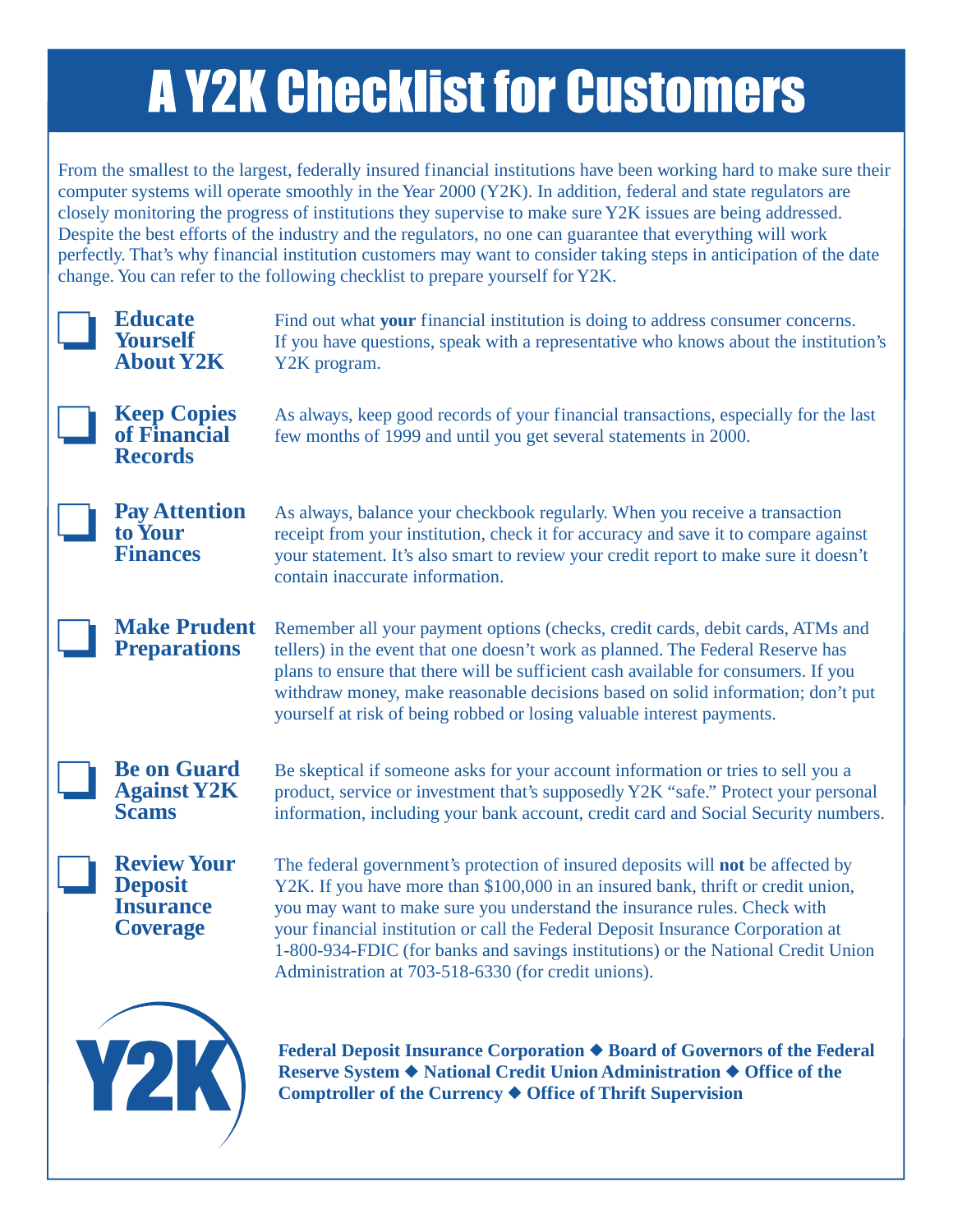# A Y2K Checklist for Customers

From the smallest to the largest, federally insured financial institutions have been working hard to make sure their computer systems will operate smoothly in the Year 2000 (Y2K). In addition, federal and state regulators are closely monitoring the progress of institutions they supervise to make sure Y2K issues are being addressed. Despite the best efforts of the industry and the regulators, no one can guarantee that everything will work perfectly. That's why financial institution customers may want to consider taking steps in anticipation of the date change. You can refer to the following checklist to prepare yourself for Y2K.

❑ **Educate Yourself About Y2K**

Find out what **your** financial institution is doing to address consumer concerns. If you have questions, speak with a representative who knows about the institution's Y2K program.

❑ **Keep Copies of Financial Records**

As always, keep good records of your financial transactions, especially for the last few months of 1999 and until you get several statements in 2000.

❑ **Pay Attention to Your Finances**

As always, balance your checkbook regularly. When you receive a transaction receipt from your institution, check it for accuracy and save it to compare against your statement. It's also smart to review your credit report to make sure it doesn't contain inaccurate information.

❑ **Make Prudent Preparations**

Remember all your payment options (checks, credit cards, debit cards, ATMs and tellers) in the event that one doesn't work as planned. The Federal Reserve has plans to ensure that there will be sufficient cash available for consumers. If you withdraw money, make reasonable decisions based on solid information; don't put yourself at risk of being robbed or losing valuable interest payments.

❑ **Be on Guard Against Y2K Scams**

Be skeptical if someone asks for your account information or tries to sell you a product, service or investment that's supposedly Y2K "safe." Protect your personal information, including your bank account, credit card and Social Security numbers.

❑ **Review Your Deposit Insurance Coverage**

The federal government's protection of insured deposits will **not** be affected by Y2K. If you have more than $100,000 in an insured bank, thrift or credit union, you may want to make sure you understand the insurance rules. Check with your financial institution or call the Federal Deposit Insurance Corporation at 1-800-934-FDIC (for banks and savings institutions) or the National Credit Union Administration at 703-518-6330 (for credit unions).

Y2K

**Federal Deposit Insurance Corporation ◆ Board of Governors of the Federal Reserve System ◆ National Credit Union Administration ◆ Office of the Comptroller of the Currency ◆ Office of Thrift Supervision**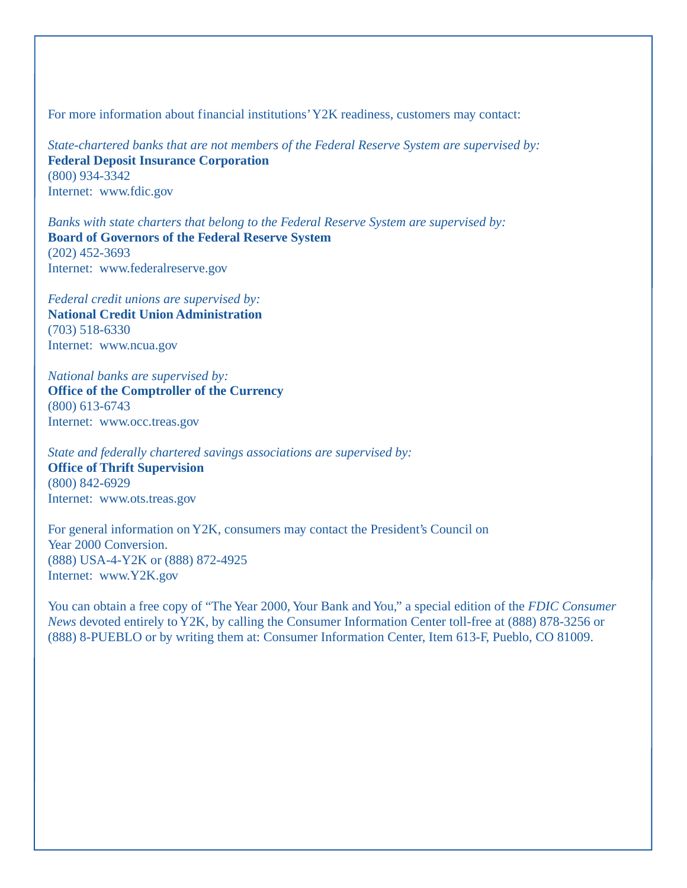For more information about financial institutions' Y2K readiness, customers may contact:

*State-chartered banks that are not members of the Federal Reserve System are supervised by:*
**Federal Deposit Insurance Corporation**
(800) 934-3342
Internet: www.fdic.gov

*Banks with state charters that belong to the Federal Reserve System are supervised by:*
**Board of Governors of the Federal Reserve System**
(202) 452-3693
Internet: www.federalreserve.gov

*Federal credit unions are supervised by:*
**National Credit Union Administration**
(703) 518-6330
Internet: www.ncua.gov

*National banks are supervised by:*
**Office of the Comptroller of the Currency**
(800) 613-6743
Internet: www.occ.treas.gov

*State and federally chartered savings associations are supervised by:*
**Office of Thrift Supervision**
(800) 842-6929
Internet: www.ots.treas.gov

For general information on Y2K, consumers may contact the President's Council on Year 2000 Conversion.
(888) USA-4-Y2K or (888) 872-4925
Internet: www.Y2K.gov

You can obtain a free copy of "The Year 2000, Your Bank and You," a special edition of the *FDIC Consumer News* devoted entirely to Y2K, by calling the Consumer Information Center toll-free at (888) 878-3256 or (888) 8-PUEBLO or by writing them at: Consumer Information Center, Item 613-F, Pueblo, CO 81009.